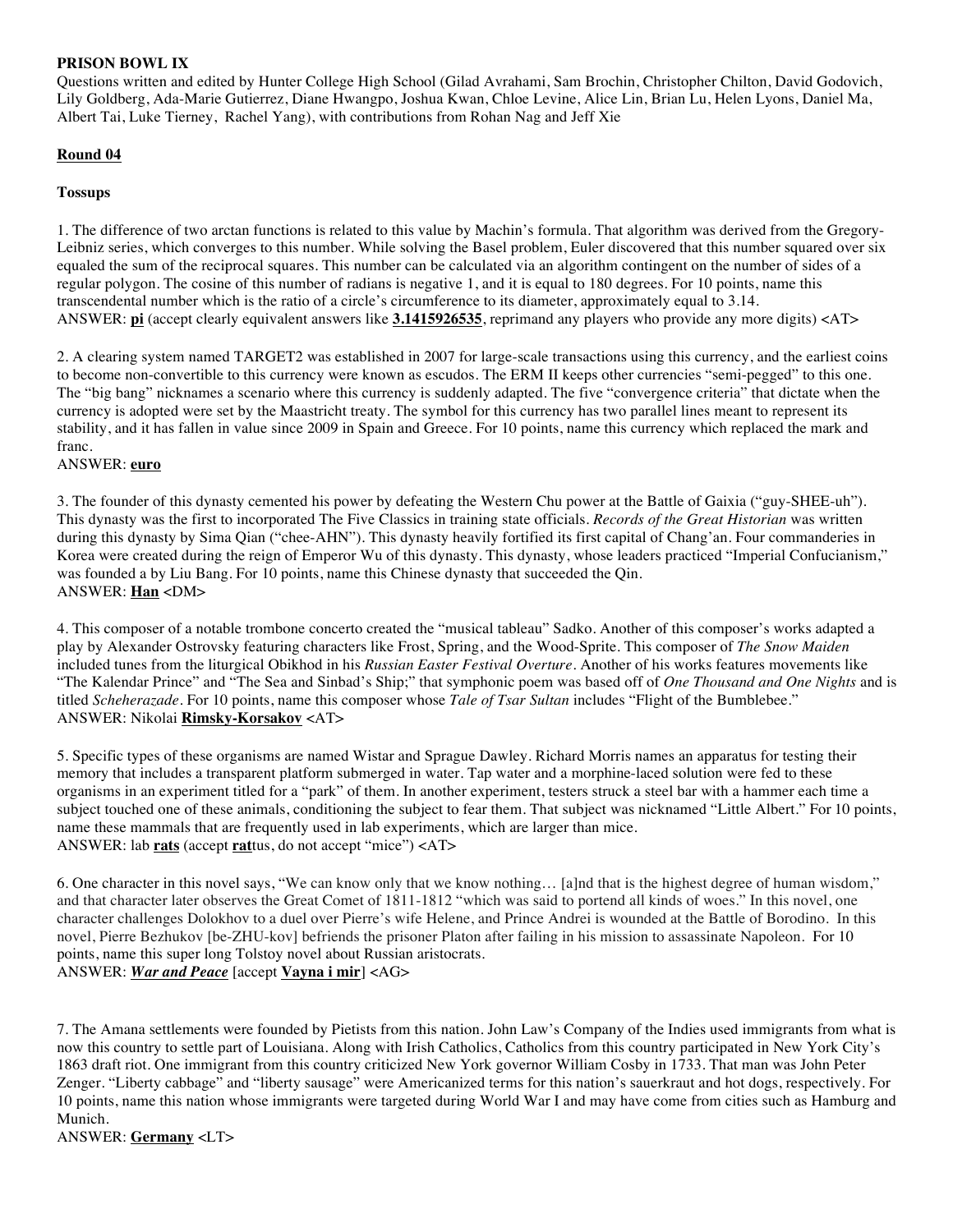**PRISON BOWL IX**

Questions written and edited by Hunter College High School (Gilad Avrahami, Sam Brochin, Christopher Chilton, David Godovich, Lily Goldberg, Ada-Marie Gutierrez, Diane Hwangpo, Joshua Kwan, Chloe Levine, Alice Lin, Brian Lu, Helen Lyons, Daniel Ma, Albert Tai, Luke Tierney, Rachel Yang), with contributions from Rohan Nag and Jeff Xie

**Round 04**

**Tossups**

1. The difference of two arctan functions is related to this value by Machin's formula. That algorithm was derived from the Gregory-Leibniz series, which converges to this number. While solving the Basel problem, Euler discovered that this number squared over six equaled the sum of the reciprocal squares. This number can be calculated via an algorithm contingent on the number of sides of a regular polygon. The cosine of this number of radians is negative 1, and it is equal to 180 degrees. For 10 points, name this transcendental number which is the ratio of a circle's circumference to its diameter, approximately equal to 3.14.
ANSWER: **pi** (accept clearly equivalent answers like **3.1415926535**, reprimand any players who provide any more digits) <AT>

2. A clearing system named TARGET2 was established in 2007 for large-scale transactions using this currency, and the earliest coins to become non-convertible to this currency were known as escudos. The ERM II keeps other currencies "semi-pegged" to this one. The "big bang" nicknames a scenario where this currency is suddenly adapted. The five "convergence criteria" that dictate when the currency is adopted were set by the Maastricht treaty. The symbol for this currency has two parallel lines meant to represent its stability, and it has fallen in value since 2009 in Spain and Greece. For 10 points, name this currency which replaced the mark and franc.
ANSWER: **euro**

3. The founder of this dynasty cemented his power by defeating the Western Chu power at the Battle of Gaixia ("guy-SHEE-uh"). This dynasty was the first to incorporated The Five Classics in training state officials. *Records of the Great Historian* was written during this dynasty by Sima Qian ("chee-AHN"). This dynasty heavily fortified its first capital of Chang'an. Four commanderies in Korea were created during the reign of Emperor Wu of this dynasty. This dynasty, whose leaders practiced "Imperial Confucianism," was founded a by Liu Bang. For 10 points, name this Chinese dynasty that succeeded the Qin.
ANSWER: **Han** <DM>

4. This composer of a notable trombone concerto created the "musical tableau" Sadko. Another of this composer's works adapted a play by Alexander Ostrovsky featuring characters like Frost, Spring, and the Wood-Sprite. This composer of *The Snow Maiden* included tunes from the liturgical Obikhod in his *Russian Easter Festival Overture*. Another of his works features movements like "The Kalendar Prince" and "The Sea and Sinbad's Ship;" that symphonic poem was based off of *One Thousand and One Nights* and is titled *Scheherazade*. For 10 points, name this composer whose *Tale of Tsar Sultan* includes "Flight of the Bumblebee."
ANSWER: Nikolai **Rimsky-Korsakov** <AT>

5. Specific types of these organisms are named Wistar and Sprague Dawley. Richard Morris names an apparatus for testing their memory that includes a transparent platform submerged in water. Tap water and a morphine-laced solution were fed to these organisms in an experiment titled for a "park" of them. In another experiment, testers struck a steel bar with a hammer each time a subject touched one of these animals, conditioning the subject to fear them. That subject was nicknamed "Little Albert." For 10 points, name these mammals that are frequently used in lab experiments, which are larger than mice.
ANSWER: lab **rats** (accept **rat**tus, do not accept "mice") <AT>

6. One character in this novel says, "We can know only that we know nothing… [a]nd that is the highest degree of human wisdom," and that character later observes the Great Comet of 1811-1812 "which was said to portend all kinds of woes." In this novel, one character challenges Dolokhov to a duel over Pierre's wife Helene, and Prince Andrei is wounded at the Battle of Borodino. In this novel, Pierre Bezhukov [be-ZHU-kov] befriends the prisoner Platon after failing in his mission to assassinate Napoleon. For 10 points, name this super long Tolstoy novel about Russian aristocrats.
ANSWER: ***War and Peace*** [accept **Vayna i mir**] <AG>

7. The Amana settlements were founded by Pietists from this nation. John Law's Company of the Indies used immigrants from what is now this country to settle part of Louisiana. Along with Irish Catholics, Catholics from this country participated in New York City's 1863 draft riot. One immigrant from this country criticized New York governor William Cosby in 1733. That man was John Peter Zenger. "Liberty cabbage" and "liberty sausage" were Americanized terms for this nation's sauerkraut and hot dogs, respectively. For 10 points, name this nation whose immigrants were targeted during World War I and may have come from cities such as Hamburg and Munich.
ANSWER: **Germany** <LT>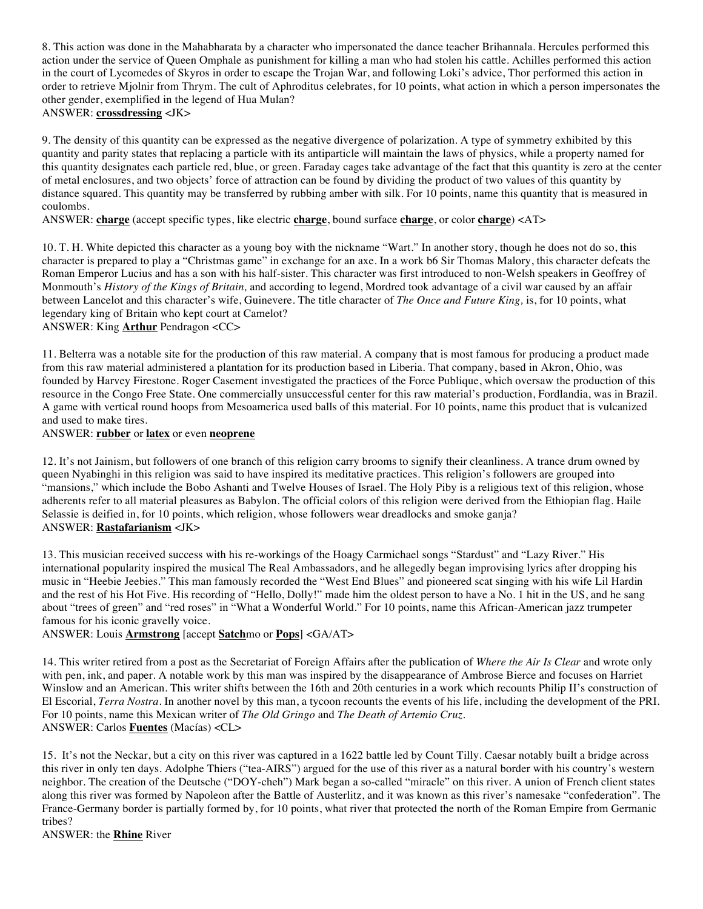8. This action was done in the Mahabharata by a character who impersonated the dance teacher Brihannala. Hercules performed this action under the service of Queen Omphale as punishment for killing a man who had stolen his cattle. Achilles performed this action in the court of Lycomedes of Skyros in order to escape the Trojan War, and following Loki's advice, Thor performed this action in order to retrieve Mjolnir from Thrym. The cult of Aphroditus celebrates, for 10 points, what action in which a person impersonates the other gender, exemplified in the legend of Hua Mulan?
ANSWER: **crossdressing** <JK>

9. The density of this quantity can be expressed as the negative divergence of polarization. A type of symmetry exhibited by this quantity and parity states that replacing a particle with its antiparticle will maintain the laws of physics, while a property named for this quantity designates each particle red, blue, or green. Faraday cages take advantage of the fact that this quantity is zero at the center of metal enclosures, and two objects' force of attraction can be found by dividing the product of two values of this quantity by distance squared. This quantity may be transferred by rubbing amber with silk. For 10 points, name this quantity that is measured in coulombs.
ANSWER: **charge** (accept specific types, like electric **charge**, bound surface **charge**, or color **charge**) <AT>

10. T. H. White depicted this character as a young boy with the nickname "Wart." In another story, though he does not do so, this character is prepared to play a "Christmas game" in exchange for an axe. In a work b6 Sir Thomas Malory, this character defeats the Roman Emperor Lucius and has a son with his half-sister. This character was first introduced to non-Welsh speakers in Geoffrey of Monmouth's *History of the Kings of Britain,* and according to legend, Mordred took advantage of a civil war caused by an affair between Lancelot and this character's wife, Guinevere. The title character of *The Once and Future King,* is, for 10 points, what legendary king of Britain who kept court at Camelot?
ANSWER: King **Arthur** Pendragon <CC>

11. Belterra was a notable site for the production of this raw material. A company that is most famous for producing a product made from this raw material administered a plantation for its production based in Liberia. That company, based in Akron, Ohio, was founded by Harvey Firestone. Roger Casement investigated the practices of the Force Publique, which oversaw the production of this resource in the Congo Free State. One commercially unsuccessful center for this raw material's production, Fordlandia, was in Brazil. A game with vertical round hoops from Mesoamerica used balls of this material. For 10 points, name this product that is vulcanized and used to make tires.
ANSWER: **rubber** or **latex** or even **neoprene**

12. It's not Jainism, but followers of one branch of this religion carry brooms to signify their cleanliness. A trance drum owned by queen Nyabinghi in this religion was said to have inspired its meditative practices. This religion's followers are grouped into "mansions," which include the Bobo Ashanti and Twelve Houses of Israel. The Holy Piby is a religious text of this religion, whose adherents refer to all material pleasures as Babylon. The official colors of this religion were derived from the Ethiopian flag. Haile Selassie is deified in, for 10 points, which religion, whose followers wear dreadlocks and smoke ganja?
ANSWER: **Rastafarianism** <JK>

13. This musician received success with his re-workings of the Hoagy Carmichael songs "Stardust" and "Lazy River." His international popularity inspired the musical The Real Ambassadors, and he allegedly began improvising lyrics after dropping his music in "Heebie Jeebies." This man famously recorded the "West End Blues" and pioneered scat singing with his wife Lil Hardin and the rest of his Hot Five. His recording of "Hello, Dolly!" made him the oldest person to have a No. 1 hit in the US, and he sang about "trees of green" and "red roses" in "What a Wonderful World." For 10 points, name this African-American jazz trumpeter famous for his iconic gravelly voice.
ANSWER: Louis **Armstrong** [accept **Satch**mo or **Pops**] <GA/AT>

14. This writer retired from a post as the Secretariat of Foreign Affairs after the publication of *Where the Air Is Clear* and wrote only with pen, ink, and paper. A notable work by this man was inspired by the disappearance of Ambrose Bierce and focuses on Harriet Winslow and an American. This writer shifts between the 16th and 20th centuries in a work which recounts Philip II's construction of El Escorial, *Terra Nostra*. In another novel by this man, a tycoon recounts the events of his life, including the development of the PRI. For 10 points, name this Mexican writer of *The Old Gringo* and *The Death of Artemio Cruz*.
ANSWER: Carlos **Fuentes** (Macías) <CL>

15. It's not the Neckar, but a city on this river was captured in a 1622 battle led by Count Tilly. Caesar notably built a bridge across this river in only ten days. Adolphe Thiers ("tea-AIRS") argued for the use of this river as a natural border with his country's western neighbor. The creation of the Deutsche ("DOY-cheh") Mark began a so-called "miracle" on this river. A union of French client states along this river was formed by Napoleon after the Battle of Austerlitz, and it was known as this river's namesake "confederation". The France-Germany border is partially formed by, for 10 points, what river that protected the north of the Roman Empire from Germanic tribes?
ANSWER: the **Rhine** River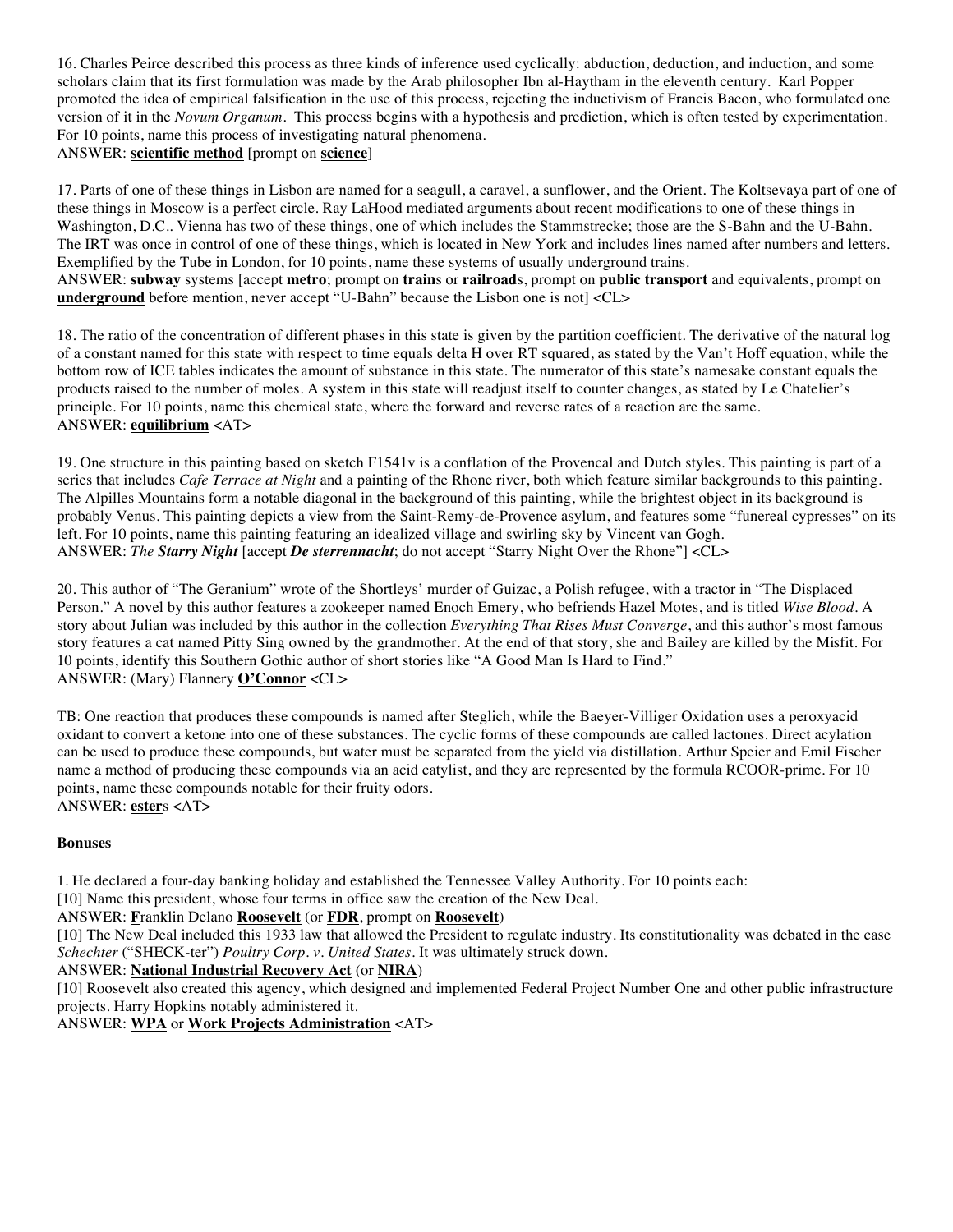16. Charles Peirce described this process as three kinds of inference used cyclically: abduction, deduction, and induction, and some scholars claim that its first formulation was made by the Arab philosopher Ibn al-Haytham in the eleventh century. Karl Popper promoted the idea of empirical falsification in the use of this process, rejecting the inductivism of Francis Bacon, who formulated one version of it in the *Novum Organum*. This process begins with a hypothesis and prediction, which is often tested by experimentation. For 10 points, name this process of investigating natural phenomena.
ANSWER: **scientific method** [prompt on **science**]

17. Parts of one of these things in Lisbon are named for a seagull, a caravel, a sunflower, and the Orient. The Koltsevaya part of one of these things in Moscow is a perfect circle. Ray LaHood mediated arguments about recent modifications to one of these things in Washington, D.C.. Vienna has two of these things, one of which includes the Stammstrecke; those are the S-Bahn and the U-Bahn. The IRT was once in control of one of these things, which is located in New York and includes lines named after numbers and letters. Exemplified by the Tube in London, for 10 points, name these systems of usually underground trains.
ANSWER: **subway** systems [accept **metro**; prompt on **train**s or **railroad**s, prompt on **public transport** and equivalents, prompt on **underground** before mention, never accept "U-Bahn" because the Lisbon one is not] <CL>

18. The ratio of the concentration of different phases in this state is given by the partition coefficient. The derivative of the natural log of a constant named for this state with respect to time equals delta H over RT squared, as stated by the Van't Hoff equation, while the bottom row of ICE tables indicates the amount of substance in this state. The numerator of this state's namesake constant equals the products raised to the number of moles. A system in this state will readjust itself to counter changes, as stated by Le Chatelier's principle. For 10 points, name this chemical state, where the forward and reverse rates of a reaction are the same.
ANSWER: **equilibrium** <AT>

19. One structure in this painting based on sketch F1541v is a conflation of the Provencal and Dutch styles. This painting is part of a series that includes *Cafe Terrace at Night* and a painting of the Rhone river, both which feature similar backgrounds to this painting. The Alpilles Mountains form a notable diagonal in the background of this painting, while the brightest object in its background is probably Venus. This painting depicts a view from the Saint-Remy-de-Provence asylum, and features some "funereal cypresses" on its left. For 10 points, name this painting featuring an idealized village and swirling sky by Vincent van Gogh.
ANSWER: *The **Starry Night*** [accept ***De sterrennacht***; do not accept "Starry Night Over the Rhone"] <CL>

20. This author of "The Geranium" wrote of the Shortleys' murder of Guizac, a Polish refugee, with a tractor in "The Displaced Person." A novel by this author features a zookeeper named Enoch Emery, who befriends Hazel Motes, and is titled *Wise Blood*. A story about Julian was included by this author in the collection *Everything That Rises Must Converge*, and this author's most famous story features a cat named Pitty Sing owned by the grandmother. At the end of that story, she and Bailey are killed by the Misfit. For 10 points, identify this Southern Gothic author of short stories like "A Good Man Is Hard to Find."
ANSWER: (Mary) Flannery **O'Connor** <CL>

TB: One reaction that produces these compounds is named after Steglich, while the Baeyer-Villiger Oxidation uses a peroxyacid oxidant to convert a ketone into one of these substances. The cyclic forms of these compounds are called lactones. Direct acylation can be used to produce these compounds, but water must be separated from the yield via distillation. Arthur Speier and Emil Fischer name a method of producing these compounds via an acid catylist, and they are represented by the formula RCOOR-prime. For 10 points, name these compounds notable for their fruity odors.
ANSWER: **ester**s <AT>

**Bonuses**

1. He declared a four-day banking holiday and established the Tennessee Valley Authority. For 10 points each:
[10] Name this president, whose four terms in office saw the creation of the New Deal.
ANSWER: **F**ranklin Delano **Roosevelt** (or **FDR**, prompt on **Roosevelt**)
[10] The New Deal included this 1933 law that allowed the President to regulate industry. Its constitutionality was debated in the case *Schechter* ("SHECK-ter") *Poultry Corp. v. United States*. It was ultimately struck down.
ANSWER: **National Industrial Recovery Act** (or **NIRA**)
[10] Roosevelt also created this agency, which designed and implemented Federal Project Number One and other public infrastructure projects. Harry Hopkins notably administered it.
ANSWER: **WPA** or **Work Projects Administration** <AT>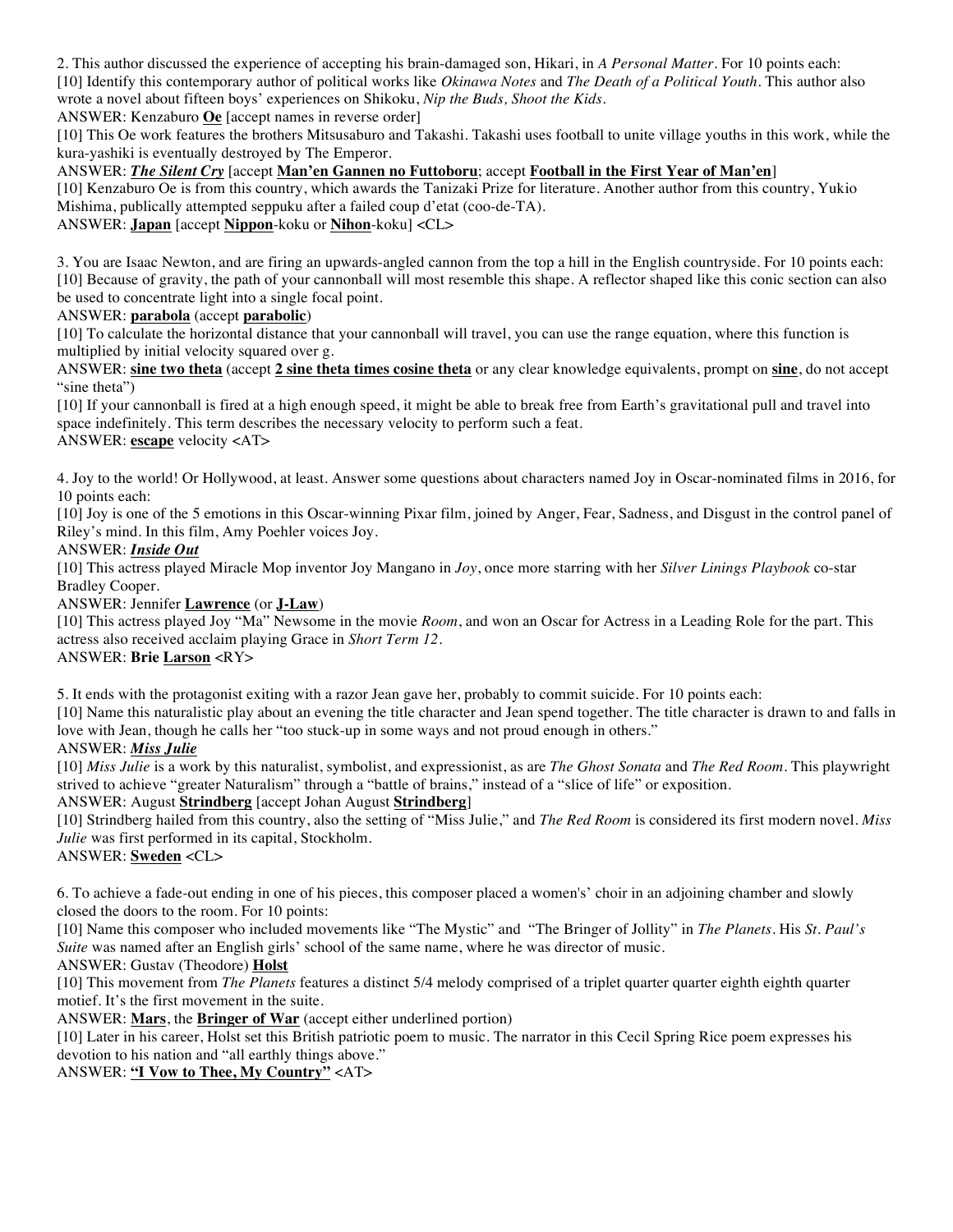2. This author discussed the experience of accepting his brain-damaged son, Hikari, in *A Personal Matter*. For 10 points each:
[10] Identify this contemporary author of political works like *Okinawa Notes* and *The Death of a Political Youth*. This author also wrote a novel about fifteen boys' experiences on Shikoku, *Nip the Buds, Shoot the Kids*.
ANSWER: Kenzaburo **Oe** [accept names in reverse order]
[10] This Oe work features the brothers Mitsusaburo and Takashi. Takashi uses football to unite village youths in this work, while the kura-yashiki is eventually destroyed by The Emperor.
ANSWER: ***The Silent Cry*** [accept **Man'en Gannen no Futtoboru**; accept **Football in the First Year of Man'en**]
[10] Kenzaburo Oe is from this country, which awards the Tanizaki Prize for literature. Another author from this country, Yukio Mishima, publically attempted seppuku after a failed coup d'etat (coo-de-TA).
ANSWER: **Japan** [accept **Nippon**-koku or **Nihon**-koku] <CL>

3. You are Isaac Newton, and are firing an upwards-angled cannon from the top a hill in the English countryside. For 10 points each:
[10] Because of gravity, the path of your cannonball will most resemble this shape. A reflector shaped like this conic section can also be used to concentrate light into a single focal point.
ANSWER: **parabola** (accept **parabolic**)
[10] To calculate the horizontal distance that your cannonball will travel, you can use the range equation, where this function is multiplied by initial velocity squared over g.
ANSWER: **sine two theta** (accept **2 sine theta times cosine theta** or any clear knowledge equivalents, prompt on **sine**, do not accept "sine theta")
[10] If your cannonball is fired at a high enough speed, it might be able to break free from Earth's gravitational pull and travel into space indefinitely. This term describes the necessary velocity to perform such a feat.
ANSWER: **escape** velocity <AT>

4. Joy to the world! Or Hollywood, at least. Answer some questions about characters named Joy in Oscar-nominated films in 2016, for 10 points each:
[10] Joy is one of the 5 emotions in this Oscar-winning Pixar film, joined by Anger, Fear, Sadness, and Disgust in the control panel of Riley's mind. In this film, Amy Poehler voices Joy.
ANSWER: ***Inside Out***
[10] This actress played Miracle Mop inventor Joy Mangano in *Joy*, once more starring with her *Silver Linings Playbook* co-star Bradley Cooper.
ANSWER: Jennifer **Lawrence** (or **J-Law**)
[10] This actress played Joy "Ma" Newsome in the movie *Room*, and won an Oscar for Actress in a Leading Role for the part. This actress also received acclaim playing Grace in *Short Term 12*.
ANSWER: **Brie Larson** <RY>

5. It ends with the protagonist exiting with a razor Jean gave her, probably to commit suicide. For 10 points each:
[10] Name this naturalistic play about an evening the title character and Jean spend together. The title character is drawn to and falls in love with Jean, though he calls her "too stuck-up in some ways and not proud enough in others."
ANSWER: ***Miss Julie***
[10] *Miss Julie* is a work by this naturalist, symbolist, and expressionist, as are *The Ghost Sonata* and *The Red Room*. This playwright strived to achieve "greater Naturalism" through a "battle of brains," instead of a "slice of life" or exposition.
ANSWER: August **Strindberg** [accept Johan August **Strindberg**]
[10] Strindberg hailed from this country, also the setting of "Miss Julie," and *The Red Room* is considered its first modern novel. *Miss Julie* was first performed in its capital, Stockholm.
ANSWER: **Sweden** <CL>

6. To achieve a fade-out ending in one of his pieces, this composer placed a women's' choir in an adjoining chamber and slowly closed the doors to the room. For 10 points:
[10] Name this composer who included movements like "The Mystic" and "The Bringer of Jollity" in *The Planets*. His *St. Paul's Suite* was named after an English girls' school of the same name, where he was director of music.
ANSWER: Gustav (Theodore) **Holst**
[10] This movement from *The Planets* features a distinct 5/4 melody comprised of a triplet quarter quarter eighth eighth quarter motief. It's the first movement in the suite.
ANSWER: **Mars**, the **Bringer of War** (accept either underlined portion)
[10] Later in his career, Holst set this British patriotic poem to music. The narrator in this Cecil Spring Rice poem expresses his devotion to his nation and "all earthly things above."
ANSWER: **"I Vow to Thee, My Country"** <AT>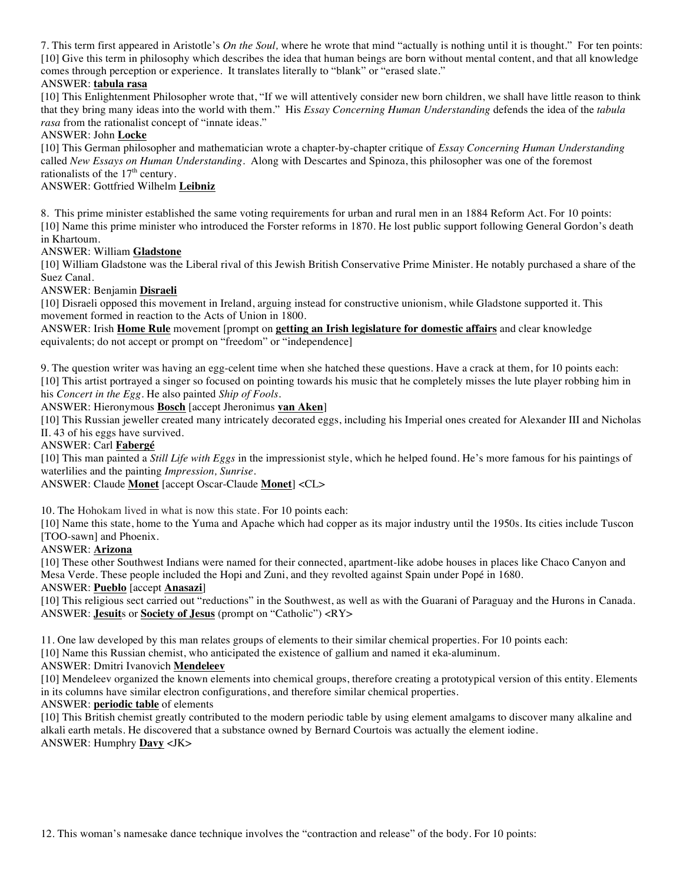7. This term first appeared in Aristotle's *On the Soul,* where he wrote that mind "actually is nothing until it is thought." For ten points:
[10] Give this term in philosophy which describes the idea that human beings are born without mental content, and that all knowledge comes through perception or experience. It translates literally to "blank" or "erased slate."
ANSWER: **tabula rasa**
[10] This Enlightenment Philosopher wrote that, "If we will attentively consider new born children, we shall have little reason to think that they bring many ideas into the world with them." His *Essay Concerning Human Understanding* defends the idea of the *tabula rasa* from the rationalist concept of "innate ideas."
ANSWER: John **Locke**
[10] This German philosopher and mathematician wrote a chapter-by-chapter critique of *Essay Concerning Human Understanding* called *New Essays on Human Understanding*. Along with Descartes and Spinoza, this philosopher was one of the foremost rationalists of the 17th century.
ANSWER: Gottfried Wilhelm **Leibniz**

8. This prime minister established the same voting requirements for urban and rural men in an 1884 Reform Act. For 10 points:
[10] Name this prime minister who introduced the Forster reforms in 1870. He lost public support following General Gordon's death in Khartoum.
ANSWER: William **Gladstone**
[10] William Gladstone was the Liberal rival of this Jewish British Conservative Prime Minister. He notably purchased a share of the Suez Canal.
ANSWER: Benjamin **Disraeli**
[10] Disraeli opposed this movement in Ireland, arguing instead for constructive unionism, while Gladstone supported it. This movement formed in reaction to the Acts of Union in 1800.
ANSWER: Irish **Home Rule** movement [prompt on **getting an Irish legislature for domestic affairs** and clear knowledge equivalents; do not accept or prompt on "freedom" or "independence]

9. The question writer was having an egg-celent time when she hatched these questions. Have a crack at them, for 10 points each:
[10] This artist portrayed a singer so focused on pointing towards his music that he completely misses the lute player robbing him in his *Concert in the Egg*. He also painted *Ship of Fools*.
ANSWER: Hieronymous **Bosch** [accept Jheronimus **van Aken**]
[10] This Russian jeweller created many intricately decorated eggs, including his Imperial ones created for Alexander III and Nicholas II. 43 of his eggs have survived.
ANSWER: Carl **Fabergé**
[10] This man painted a *Still Life with Eggs* in the impressionist style, which he helped found. He's more famous for his paintings of waterlilies and the painting *Impression, Sunrise*.
ANSWER: Claude **Monet** [accept Oscar-Claude **Monet**] <CL>

10. The Hohokam lived in what is now this state. For 10 points each:
[10] Name this state, home to the Yuma and Apache which had copper as its major industry until the 1950s. Its cities include Tuscon [TOO-sawn] and Phoenix.
ANSWER: **Arizona**
[10] These other Southwest Indians were named for their connected, apartment-like adobe houses in places like Chaco Canyon and Mesa Verde. These people included the Hopi and Zuni, and they revolted against Spain under Popé in 1680.
ANSWER: **Pueblo** [accept **Anasazi**]
[10] This religious sect carried out "reductions" in the Southwest, as well as with the Guarani of Paraguay and the Hurons in Canada.
ANSWER: **Jesuit**s or **Society of Jesus** (prompt on "Catholic") <RY>

11. One law developed by this man relates groups of elements to their similar chemical properties. For 10 points each:
[10] Name this Russian chemist, who anticipated the existence of gallium and named it eka-aluminum.
ANSWER: Dmitri Ivanovich **Mendeleev**
[10] Mendeleev organized the known elements into chemical groups, therefore creating a prototypical version of this entity. Elements in its columns have similar electron configurations, and therefore similar chemical properties.
ANSWER: **periodic table** of elements
[10] This British chemist greatly contributed to the modern periodic table by using element amalgams to discover many alkaline and alkali earth metals. He discovered that a substance owned by Bernard Courtois was actually the element iodine.
ANSWER: Humphry **Davy** <JK>

12. This woman's namesake dance technique involves the "contraction and release" of the body. For 10 points: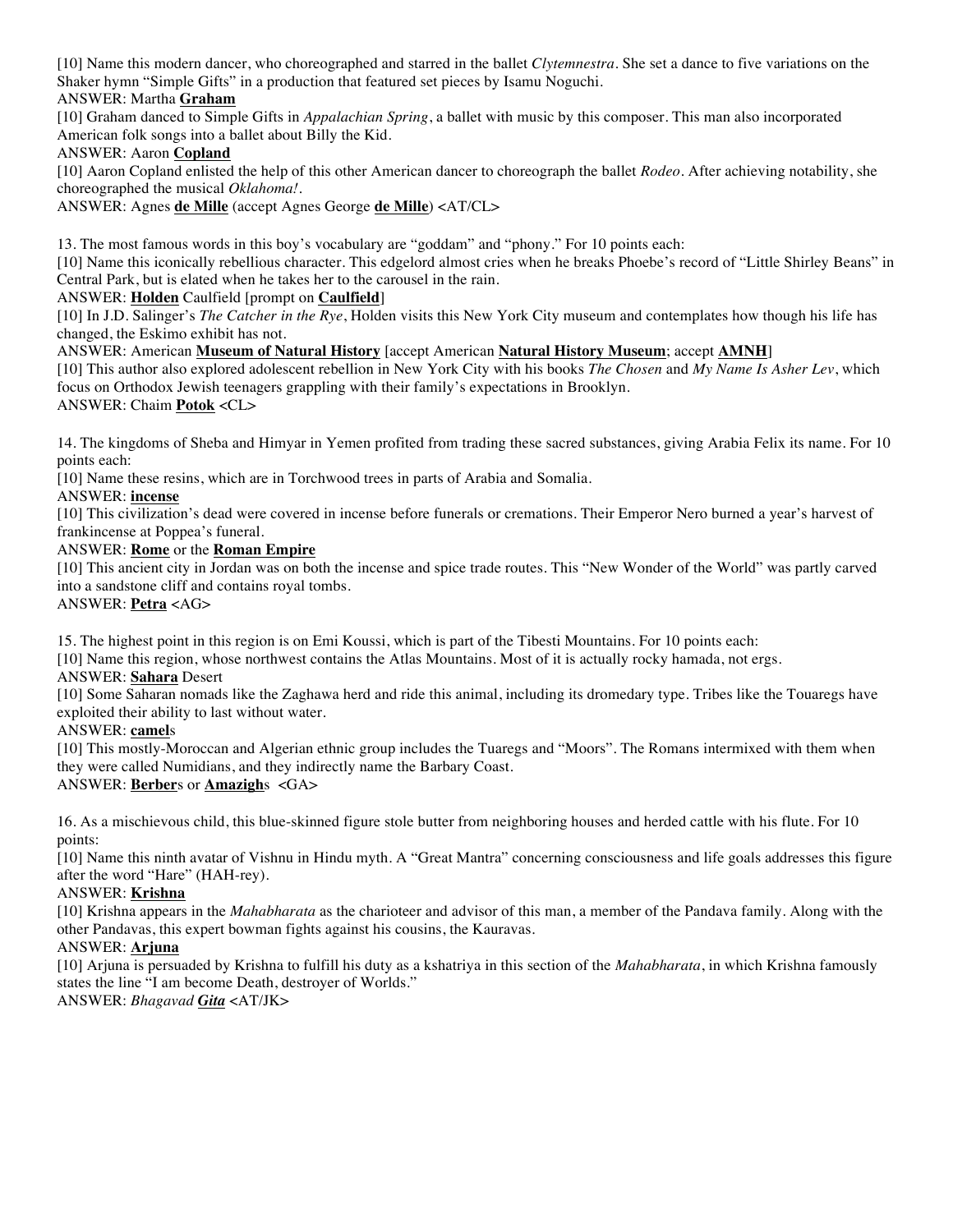[10] Name this modern dancer, who choreographed and starred in the ballet *Clytemnestra*. She set a dance to five variations on the Shaker hymn "Simple Gifts" in a production that featured set pieces by Isamu Noguchi.

ANSWER: Martha **Graham**

[10] Graham danced to Simple Gifts in *Appalachian Spring*, a ballet with music by this composer. This man also incorporated American folk songs into a ballet about Billy the Kid.

ANSWER: Aaron **Copland**

[10] Aaron Copland enlisted the help of this other American dancer to choreograph the ballet *Rodeo*. After achieving notability, she choreographed the musical *Oklahoma!*.

ANSWER: Agnes **de Mille** (accept Agnes George **de Mille**) <AT/CL>

13. The most famous words in this boy's vocabulary are "goddam" and "phony." For 10 points each:

[10] Name this iconically rebellious character. This edgelord almost cries when he breaks Phoebe's record of "Little Shirley Beans" in Central Park, but is elated when he takes her to the carousel in the rain.

ANSWER: **Holden** Caulfield [prompt on **Caulfield**]

[10] In J.D. Salinger's *The Catcher in the Rye*, Holden visits this New York City museum and contemplates how though his life has changed, the Eskimo exhibit has not.

ANSWER: American **Museum of Natural History** [accept American **Natural History Museum**; accept **AMNH**]

[10] This author also explored adolescent rebellion in New York City with his books *The Chosen* and *My Name Is Asher Lev*, which focus on Orthodox Jewish teenagers grappling with their family's expectations in Brooklyn.

ANSWER: Chaim **Potok** <CL>

14. The kingdoms of Sheba and Himyar in Yemen profited from trading these sacred substances, giving Arabia Felix its name. For 10 points each:

[10] Name these resins, which are in Torchwood trees in parts of Arabia and Somalia.

ANSWER: **incense**

[10] This civilization's dead were covered in incense before funerals or cremations. Their Emperor Nero burned a year's harvest of frankincense at Poppea's funeral.

ANSWER: **Rome** or the **Roman Empire**

[10] This ancient city in Jordan was on both the incense and spice trade routes. This "New Wonder of the World" was partly carved into a sandstone cliff and contains royal tombs.

ANSWER: **Petra** <AG>

15. The highest point in this region is on Emi Koussi, which is part of the Tibesti Mountains. For 10 points each:

[10] Name this region, whose northwest contains the Atlas Mountains. Most of it is actually rocky hamada, not ergs.

ANSWER: **Sahara** Desert

[10] Some Saharan nomads like the Zaghawa herd and ride this animal, including its dromedary type. Tribes like the Touaregs have exploited their ability to last without water.

ANSWER: **camel**s

[10] This mostly-Moroccan and Algerian ethnic group includes the Tuaregs and "Moors". The Romans intermixed with them when they were called Numidians, and they indirectly name the Barbary Coast.

ANSWER: **Berber**s or **Amazigh**s <GA>

16. As a mischievous child, this blue-skinned figure stole butter from neighboring houses and herded cattle with his flute. For 10 points:

[10] Name this ninth avatar of Vishnu in Hindu myth. A "Great Mantra" concerning consciousness and life goals addresses this figure after the word "Hare" (HAH-rey).

ANSWER: **Krishna**

[10] Krishna appears in the *Mahabharata* as the charioteer and advisor of this man, a member of the Pandava family. Along with the other Pandavas, this expert bowman fights against his cousins, the Kauravas.

ANSWER: **Arjuna**

[10] Arjuna is persuaded by Krishna to fulfill his duty as a kshatriya in this section of the *Mahabharata*, in which Krishna famously states the line "I am become Death, destroyer of Worlds."

ANSWER: *Bhagavad* ***Gita*** <AT/JK>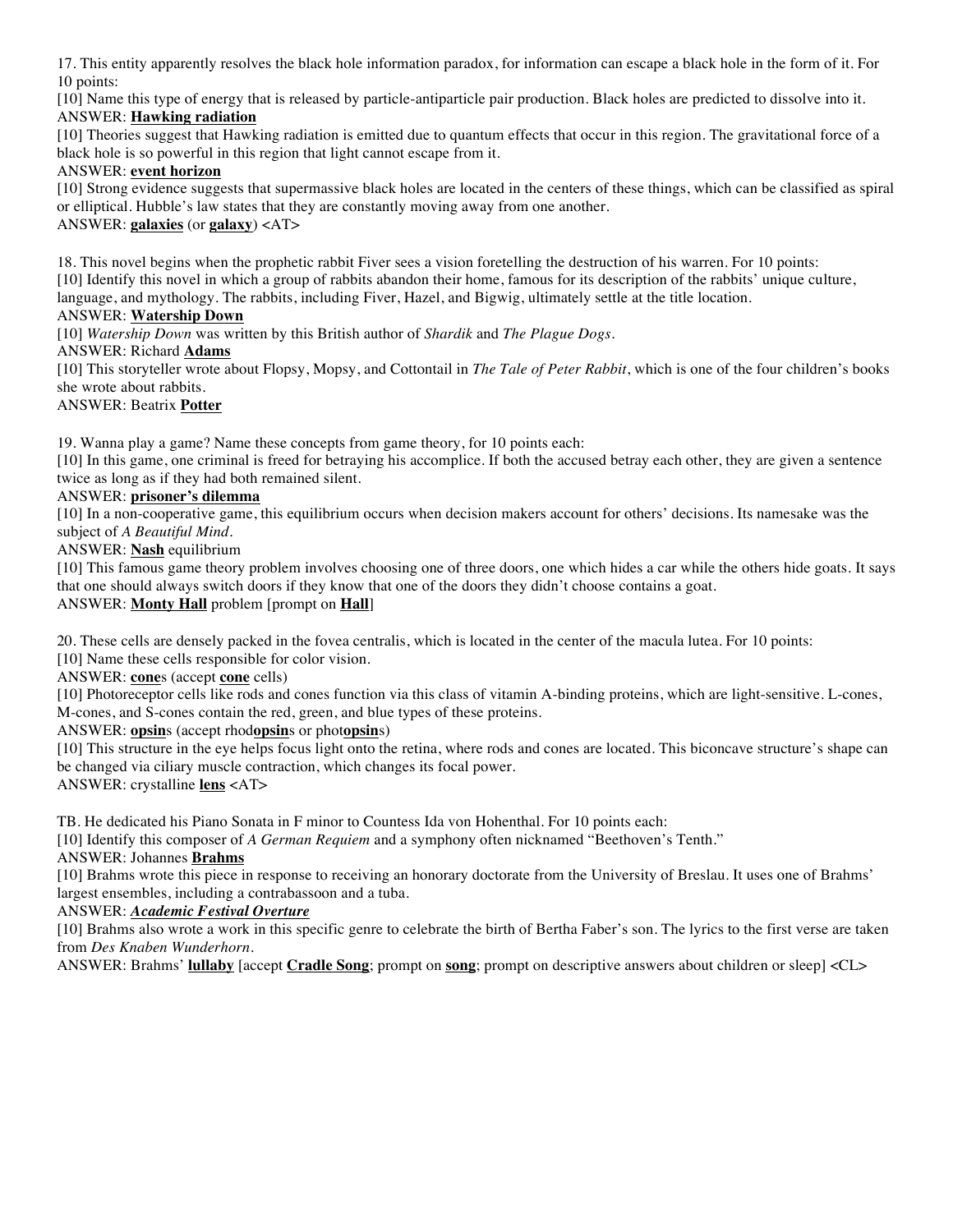17. This entity apparently resolves the black hole information paradox, for information can escape a black hole in the form of it. For 10 points:

[10] Name this type of energy that is released by particle-antiparticle pair production. Black holes are predicted to dissolve into it.

ANSWER: **Hawking radiation**

[10] Theories suggest that Hawking radiation is emitted due to quantum effects that occur in this region. The gravitational force of a black hole is so powerful in this region that light cannot escape from it.

ANSWER: **event horizon**

[10] Strong evidence suggests that supermassive black holes are located in the centers of these things, which can be classified as spiral or elliptical. Hubble's law states that they are constantly moving away from one another.

ANSWER: **galaxies** (or **galaxy**) <AT>

18. This novel begins when the prophetic rabbit Fiver sees a vision foretelling the destruction of his warren. For 10 points:

[10] Identify this novel in which a group of rabbits abandon their home, famous for its description of the rabbits' unique culture, language, and mythology. The rabbits, including Fiver, Hazel, and Bigwig, ultimately settle at the title location.

ANSWER: **Watership Down**

[10] *Watership Down* was written by this British author of *Shardik* and *The Plague Dogs*.

ANSWER: Richard **Adams**

[10] This storyteller wrote about Flopsy, Mopsy, and Cottontail in *The Tale of Peter Rabbit*, which is one of the four children's books she wrote about rabbits.

ANSWER: Beatrix **Potter**

19. Wanna play a game? Name these concepts from game theory, for 10 points each:

[10] In this game, one criminal is freed for betraying his accomplice. If both the accused betray each other, they are given a sentence twice as long as if they had both remained silent.

ANSWER: **prisoner's dilemma**

[10] In a non-cooperative game, this equilibrium occurs when decision makers account for others' decisions. Its namesake was the subject of *A Beautiful Mind*.

ANSWER: **Nash** equilibrium

[10] This famous game theory problem involves choosing one of three doors, one which hides a car while the others hide goats. It says that one should always switch doors if they know that one of the doors they didn't choose contains a goat.

ANSWER: **Monty Hall** problem [prompt on **Hall**]

20. These cells are densely packed in the fovea centralis, which is located in the center of the macula lutea. For 10 points:

[10] Name these cells responsible for color vision.

ANSWER: **cone**s (accept **cone** cells)

[10] Photoreceptor cells like rods and cones function via this class of vitamin A-binding proteins, which are light-sensitive. L-cones, M-cones, and S-cones contain the red, green, and blue types of these proteins.

ANSWER: **opsin**s (accept rhod**opsin**s or phot**opsin**s)

[10] This structure in the eye helps focus light onto the retina, where rods and cones are located. This biconcave structure's shape can be changed via ciliary muscle contraction, which changes its focal power.

ANSWER: crystalline **lens** <AT>

TB. He dedicated his Piano Sonata in F minor to Countess Ida von Hohenthal. For 10 points each:

[10] Identify this composer of *A German Requiem* and a symphony often nicknamed "Beethoven's Tenth."

ANSWER: Johannes **Brahms**

[10] Brahms wrote this piece in response to receiving an honorary doctorate from the University of Breslau. It uses one of Brahms' largest ensembles, including a contrabassoon and a tuba.

ANSWER: ***Academic Festival Overture***

[10] Brahms also wrote a work in this specific genre to celebrate the birth of Bertha Faber's son. The lyrics to the first verse are taken from *Des Knaben Wunderhorn*.

ANSWER: Brahms' **lullaby** [accept **Cradle Song**; prompt on **song**; prompt on descriptive answers about children or sleep] <CL>